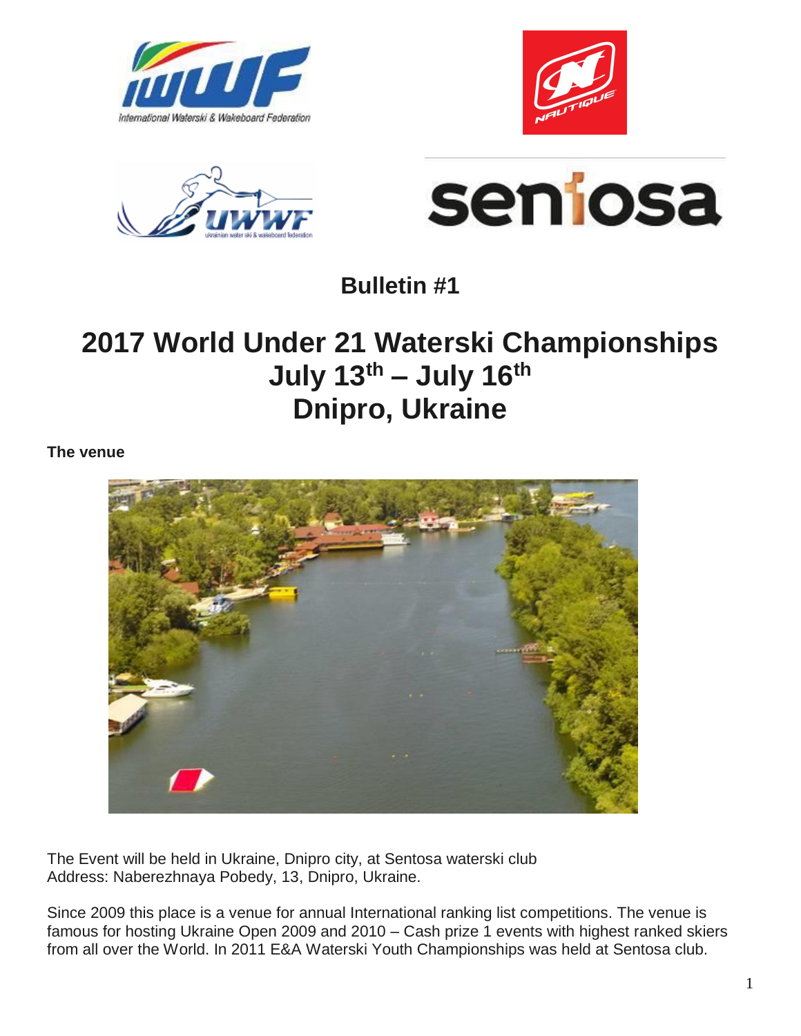## Bulletin #1

# 2017 World Under 21 Waterski Championships
# July 13th – July 16th
# Dnipro, Ukraine

**The venue**

The Event will be held in Ukraine, Dnipro city, at Sentosa waterski club
Address: Naberezhnaya Pobedy, 13, Dnipro, Ukraine.

Since 2009 this place is a venue for annual International ranking list competitions. The venue is famous for hosting Ukraine Open 2009 and 2010 – Cash prize 1 events with highest ranked skiers from all over the World. In 2011 E&A Waterski Youth Championships was held at Sentosa club.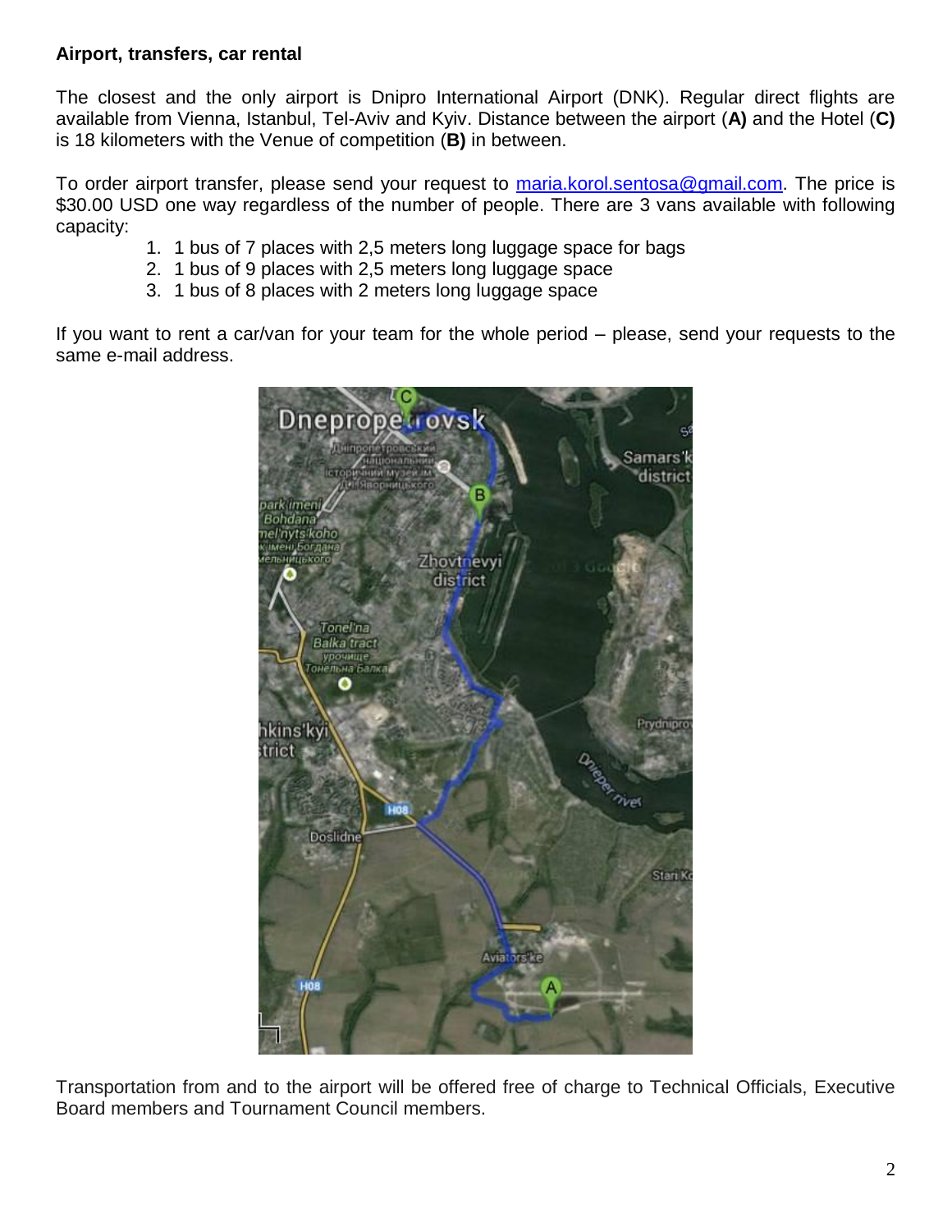**Airport, transfers, car rental**

The closest and the only airport is Dnipro International Airport (DNK). Regular direct flights are available from Vienna, Istanbul, Tel-Aviv and Kyiv. Distance between the airport (**A)** and the Hotel (**C)** is 18 kilometers with the Venue of competition (**B)** in between.

To order airport transfer, please send your request to maria.korol.sentosa@gmail.com. The price is $30.00 USD one way regardless of the number of people. There are 3 vans available with following capacity:

1. 1 bus of 7 places with 2,5 meters long luggage space for bags
2. 1 bus of 9 places with 2,5 meters long luggage space
3. 1 bus of 8 places with 2 meters long luggage space

If you want to rent a car/van for your team for the whole period – please, send your requests to the same e-mail address.

Transportation from and to the airport will be offered free of charge to Technical Officials, Executive Board members and Tournament Council members.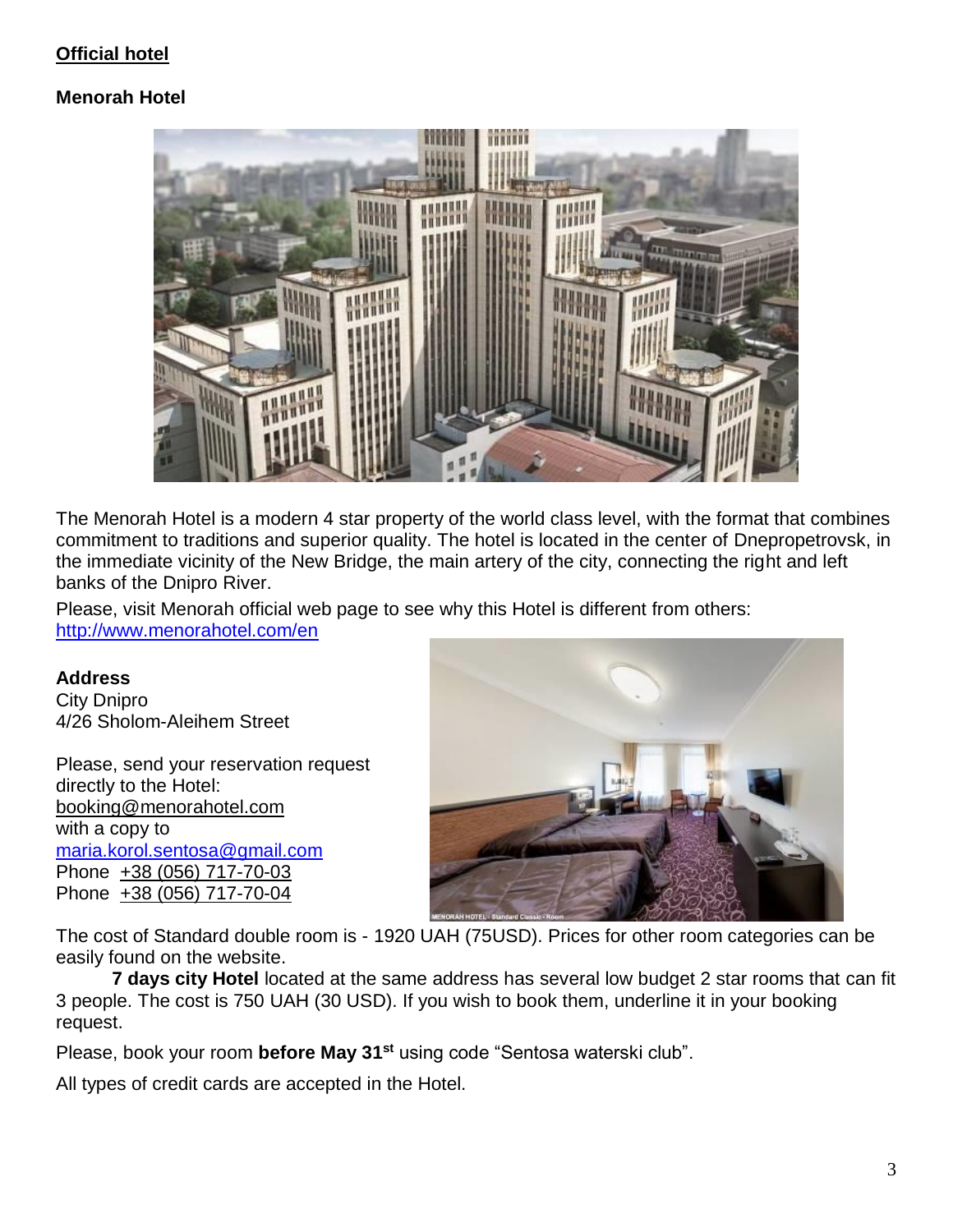**<u>Official hotel</u>**

**Menorah Hotel**

The Menorah Hotel is a modern 4 star property of the world class level, with the format that combines commitment to traditions and superior quality. The hotel is located in the center of Dnepropetrovsk, in the immediate vicinity of the New Bridge, the main artery of the city, connecting the right and left banks of the Dnipro River.

Please, visit Menorah official web page to see why this Hotel is different from others: http://www.menorahotel.com/en

**Address**
City Dnipro
4/26 Sholom-Aleihem Street

Please, send your reservation request directly to the Hotel:
booking@menorahotel.com
with a copy to
maria.korol.sentosa@gmail.com
Phone +38 (056) 717-70-03
Phone +38 (056) 717-70-04

The cost of Standard double room is - 1920 UAH (75USD). Prices for other room categories can be easily found on the website.

**7 days city Hotel** located at the same address has several low budget 2 star rooms that can fit 3 people. The cost is 750 UAH (30 USD). If you wish to book them, underline it in your booking request.

Please, book your room **before May 31st** using code "Sentosa waterski club".

All types of credit cards are accepted in the Hotel.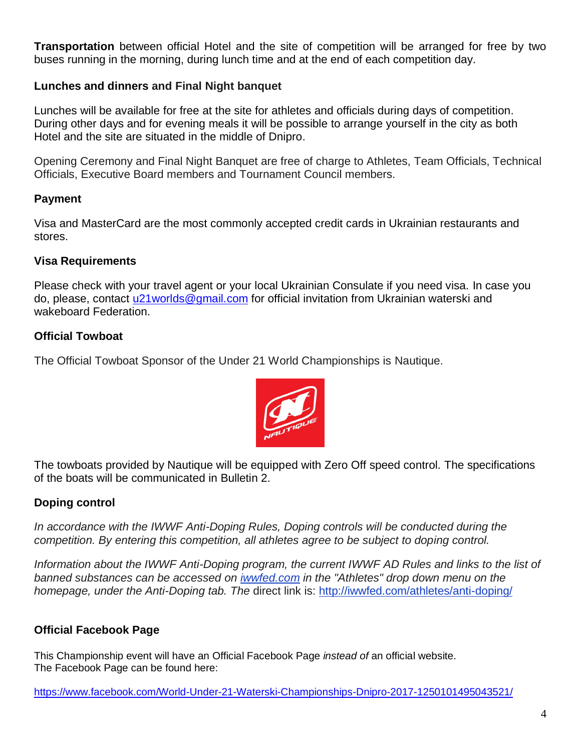**Transportation** between official Hotel and the site of competition will be arranged for free by two buses running in the morning, during lunch time and at the end of each competition day.

**Lunches and dinners and Final Night banquet**

Lunches will be available for free at the site for athletes and officials during days of competition. During other days and for evening meals it will be possible to arrange yourself in the city as both Hotel and the site are situated in the middle of Dnipro.

Opening Ceremony and Final Night Banquet are free of charge to Athletes, Team Officials, Technical Officials, Executive Board members and Tournament Council members.

**Payment**

Visa and MasterCard are the most commonly accepted credit cards in Ukrainian restaurants and stores.

**Visa Requirements**

Please check with your travel agent or your local Ukrainian Consulate if you need visa. In case you do, please, contact u21worlds@gmail.com for official invitation from Ukrainian waterski and wakeboard Federation.

**Official Towboat**

The Official Towboat Sponsor of the Under 21 World Championships is Nautique.

The towboats provided by Nautique will be equipped with Zero Off speed control. The specifications of the boats will be communicated in Bulletin 2.

**Doping control**

*In accordance with the IWWF Anti-Doping Rules, Doping controls will be conducted during the competition. By entering this competition, all athletes agree to be subject to doping control.*

*Information about the IWWF Anti-Doping program, the current IWWF AD Rules and links to the list of banned substances can be accessed on iwwfed.com in the "Athletes" drop down menu on the homepage, under the Anti-Doping tab. The* direct link is: http://iwwfed.com/athletes/anti-doping/

**Official Facebook Page**

This Championship event will have an Official Facebook Page *instead of* an official website.
The Facebook Page can be found here:

https://www.facebook.com/World-Under-21-Waterski-Championships-Dnipro-2017-1250101495043521/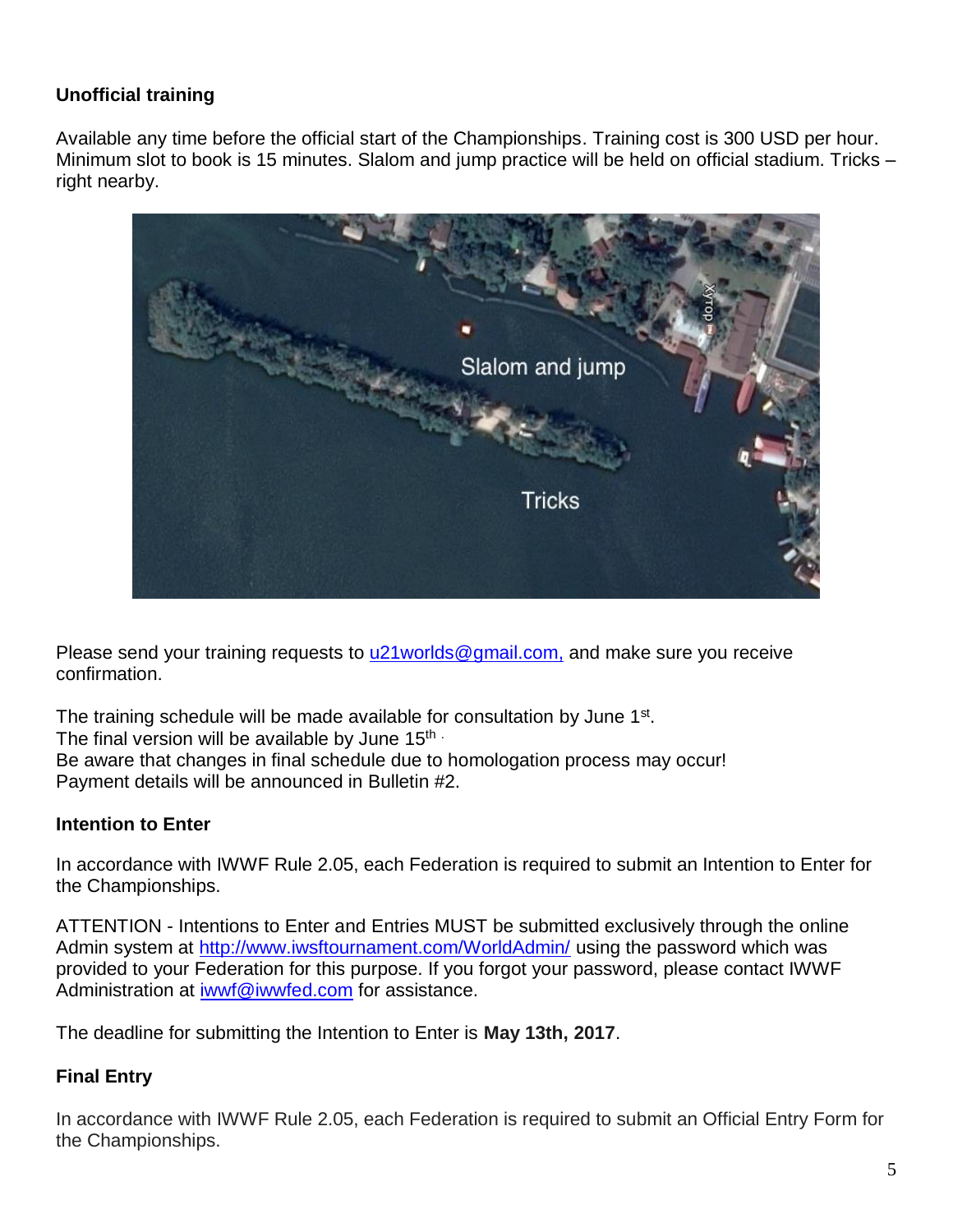**Unofficial training**

Available any time before the official start of the Championships. Training cost is 300 USD per hour. Minimum slot to book is 15 minutes. Slalom and jump practice will be held on official stadium. Tricks – right nearby.

Please send your training requests to u21worlds@gmail.com, and make sure you receive confirmation.

The training schedule will be made available for consultation by June 1st.
The final version will be available by June 15th.
Be aware that changes in final schedule due to homologation process may occur!
Payment details will be announced in Bulletin #2.

**Intention to Enter**

In accordance with IWWF Rule 2.05, each Federation is required to submit an Intention to Enter for the Championships.

ATTENTION - Intentions to Enter and Entries MUST be submitted exclusively through the online Admin system at http://www.iwsftournament.com/WorldAdmin/ using the password which was provided to your Federation for this purpose. If you forgot your password, please contact IWWF Administration at iwwf@iwwfed.com for assistance.

The deadline for submitting the Intention to Enter is **May 13th, 2017**.

**Final Entry**

In accordance with IWWF Rule 2.05, each Federation is required to submit an Official Entry Form for the Championships.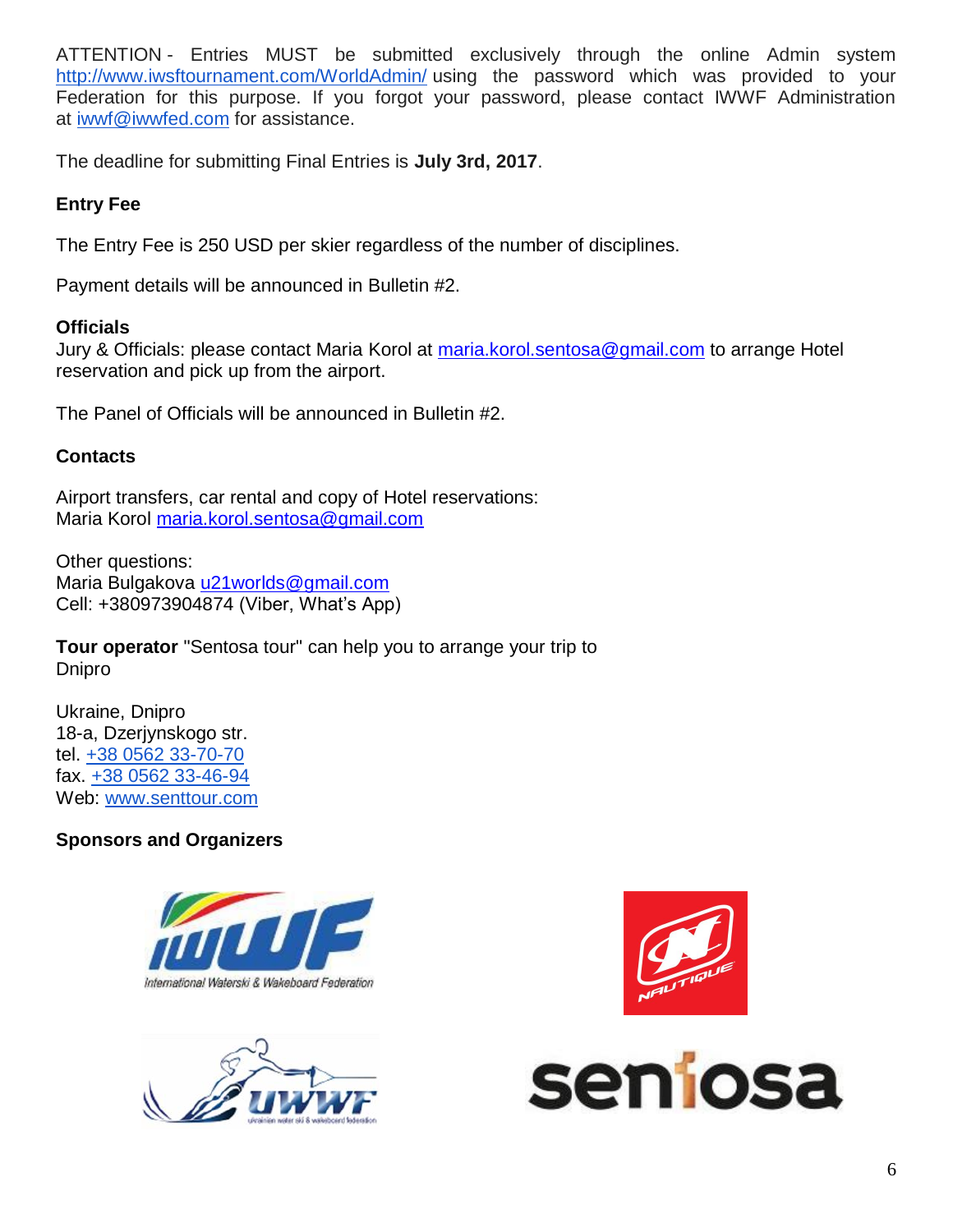ATTENTION - Entries MUST be submitted exclusively through the online Admin system http://www.iwsftournament.com/WorldAdmin/ using the password which was provided to your Federation for this purpose. If you forgot your password, please contact IWWF Administration at iwwf@iwwfed.com for assistance.

The deadline for submitting Final Entries is **July 3rd, 2017**.

### Entry Fee

The Entry Fee is 250 USD per skier regardless of the number of disciplines.

Payment details will be announced in Bulletin #2.

### Officials

Jury & Officials: please contact Maria Korol at maria.korol.sentosa@gmail.com to arrange Hotel reservation and pick up from the airport.

The Panel of Officials will be announced in Bulletin #2.

### Contacts

Airport transfers, car rental and copy of Hotel reservations:
Maria Korol maria.korol.sentosa@gmail.com

Other questions:
Maria Bulgakova u21worlds@gmail.com
Cell: +380973904874 (Viber, What's App)

**Tour operator** "Sentosa tour" can help you to arrange your trip to Dnipro

Ukraine, Dnipro
18-a, Dzerjynskogo str.
tel. +38 0562 33-70-70
fax. +38 0562 33-46-94
Web: www.senttour.com

### Sponsors and Organizers